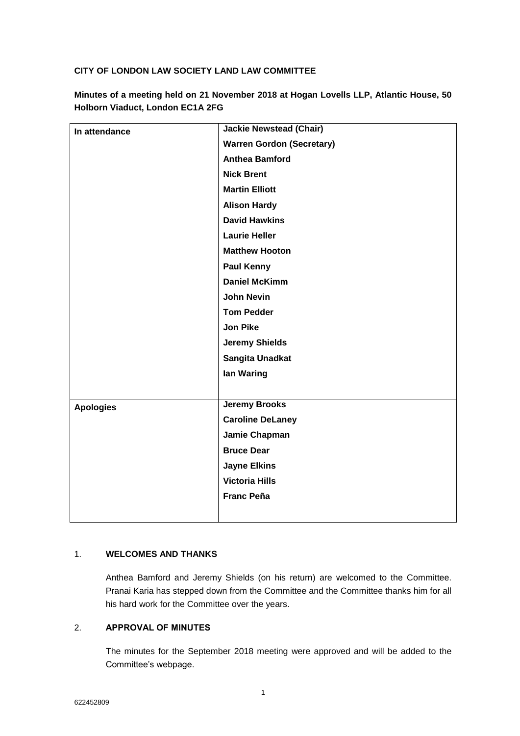**CITY OF LONDON LAW SOCIETY LAND LAW COMMITTEE**

**Minutes of a meeting held on 21 November 2018 at Hogan Lovells LLP, Atlantic House, 50 Holborn Viaduct, London EC1A 2FG**

| | |
|---|---|
| **In attendance** | **Jackie Newstead (Chair)**<br>**Warren Gordon (Secretary)**<br>**Anthea Bamford**<br>**Nick Brent**<br>**Martin Elliott**<br>**Alison Hardy**<br>**David Hawkins**<br>**Laurie Heller**<br>**Matthew Hooton**<br>**Paul Kenny**<br>**Daniel McKimm**<br>**John Nevin**<br>**Tom Pedder**<br>**Jon Pike**<br>**Jeremy Shields**<br>**Sangita Unadkat**<br>**Ian Waring** |
| **Apologies** | **Jeremy Brooks**<br>**Caroline DeLaney**<br>**Jamie Chapman**<br>**Bruce Dear**<br>**Jayne Elkins**<br>**Victoria Hills**<br>**Franc Peña** |

1. **WELCOMES AND THANKS**

   Anthea Bamford and Jeremy Shields (on his return) are welcomed to the Committee. Pranai Karia has stepped down from the Committee and the Committee thanks him for all his hard work for the Committee over the years.

2. **APPROVAL OF MINUTES**

   The minutes for the September 2018 meeting were approved and will be added to the Committee's webpage.

622452809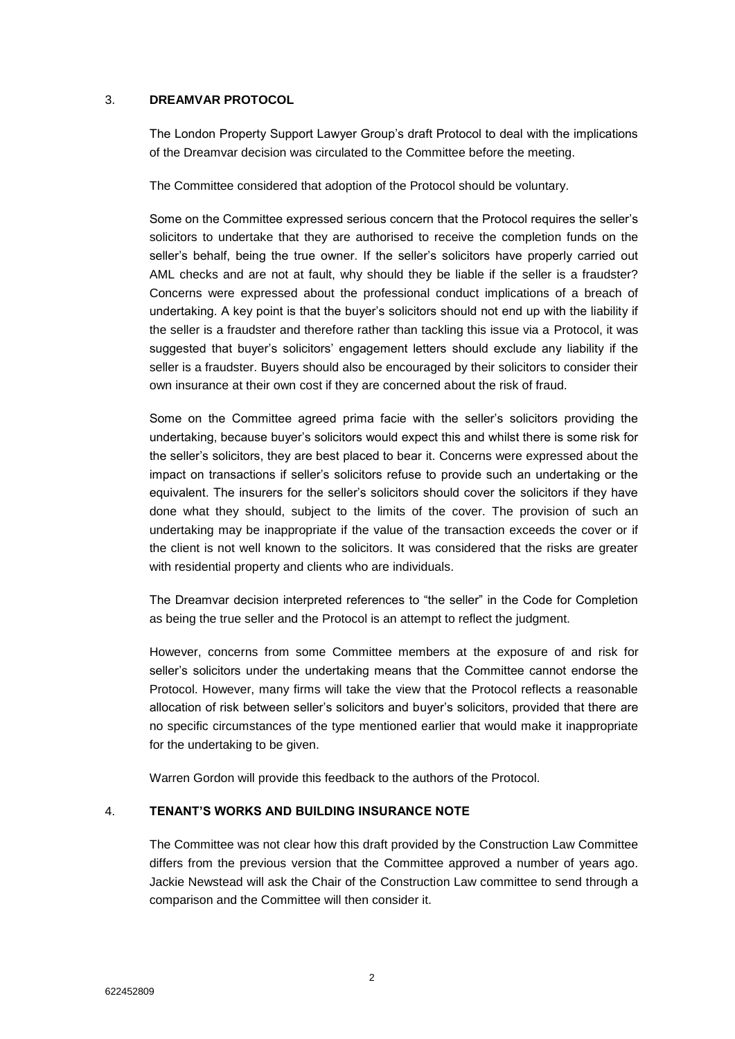## 3. DREAMVAR PROTOCOL

The London Property Support Lawyer Group's draft Protocol to deal with the implications of the Dreamvar decision was circulated to the Committee before the meeting.

The Committee considered that adoption of the Protocol should be voluntary.

Some on the Committee expressed serious concern that the Protocol requires the seller's solicitors to undertake that they are authorised to receive the completion funds on the seller's behalf, being the true owner. If the seller's solicitors have properly carried out AML checks and are not at fault, why should they be liable if the seller is a fraudster? Concerns were expressed about the professional conduct implications of a breach of undertaking. A key point is that the buyer's solicitors should not end up with the liability if the seller is a fraudster and therefore rather than tackling this issue via a Protocol, it was suggested that buyer's solicitors' engagement letters should exclude any liability if the seller is a fraudster. Buyers should also be encouraged by their solicitors to consider their own insurance at their own cost if they are concerned about the risk of fraud.

Some on the Committee agreed prima facie with the seller's solicitors providing the undertaking, because buyer's solicitors would expect this and whilst there is some risk for the seller's solicitors, they are best placed to bear it. Concerns were expressed about the impact on transactions if seller's solicitors refuse to provide such an undertaking or the equivalent. The insurers for the seller's solicitors should cover the solicitors if they have done what they should, subject to the limits of the cover. The provision of such an undertaking may be inappropriate if the value of the transaction exceeds the cover or if the client is not well known to the solicitors. It was considered that the risks are greater with residential property and clients who are individuals.

The Dreamvar decision interpreted references to "the seller" in the Code for Completion as being the true seller and the Protocol is an attempt to reflect the judgment.

However, concerns from some Committee members at the exposure of and risk for seller's solicitors under the undertaking means that the Committee cannot endorse the Protocol. However, many firms will take the view that the Protocol reflects a reasonable allocation of risk between seller's solicitors and buyer's solicitors, provided that there are no specific circumstances of the type mentioned earlier that would make it inappropriate for the undertaking to be given.

Warren Gordon will provide this feedback to the authors of the Protocol.

## 4. TENANT'S WORKS AND BUILDING INSURANCE NOTE

The Committee was not clear how this draft provided by the Construction Law Committee differs from the previous version that the Committee approved a number of years ago. Jackie Newstead will ask the Chair of the Construction Law committee to send through a comparison and the Committee will then consider it.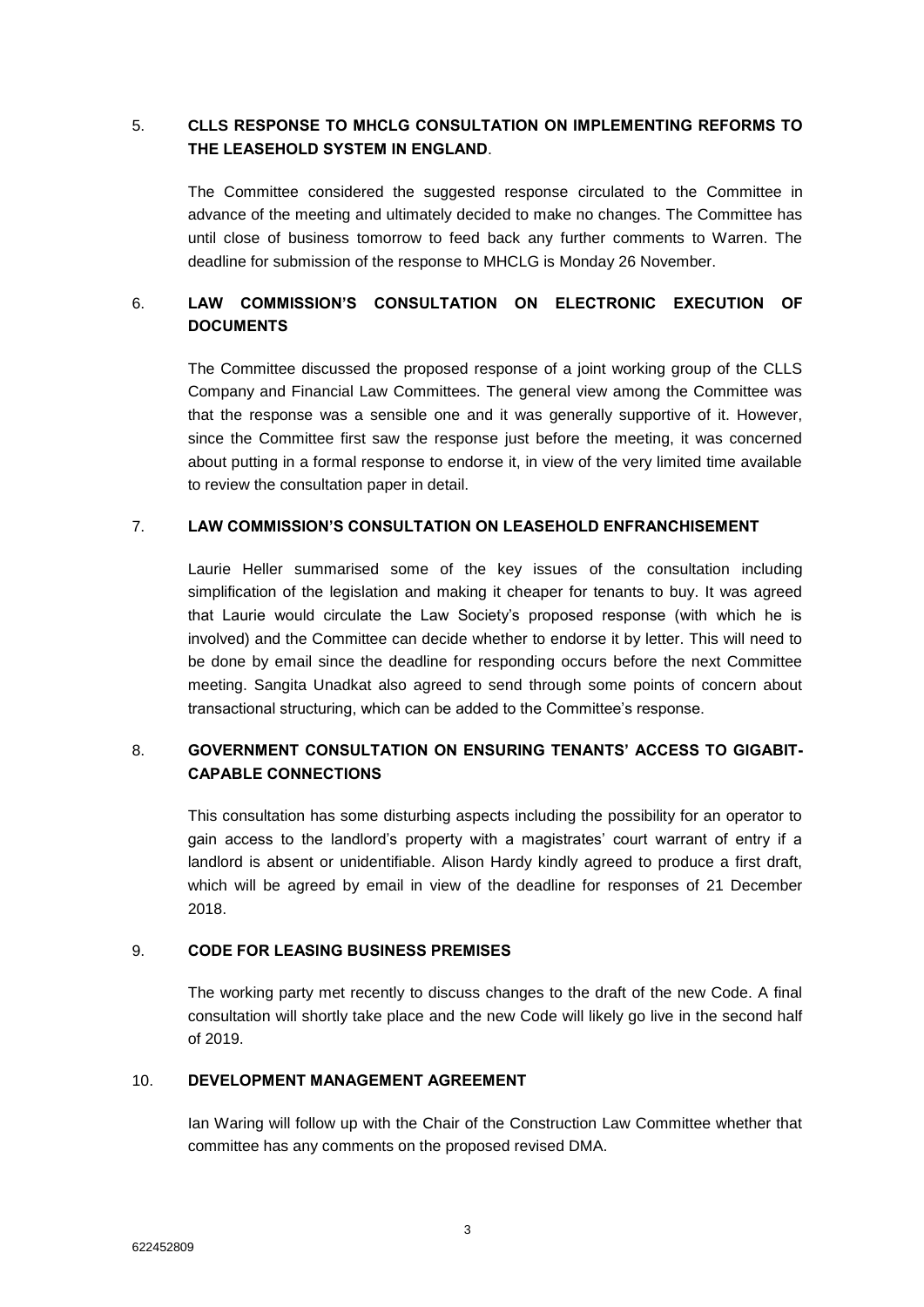## 5. CLLS RESPONSE TO MHCLG CONSULTATION ON IMPLEMENTING REFORMS TO THE LEASEHOLD SYSTEM IN ENGLAND.

The Committee considered the suggested response circulated to the Committee in advance of the meeting and ultimately decided to make no changes. The Committee has until close of business tomorrow to feed back any further comments to Warren. The deadline for submission of the response to MHCLG is Monday 26 November.

## 6. LAW COMMISSION'S CONSULTATION ON ELECTRONIC EXECUTION OF DOCUMENTS

The Committee discussed the proposed response of a joint working group of the CLLS Company and Financial Law Committees. The general view among the Committee was that the response was a sensible one and it was generally supportive of it. However, since the Committee first saw the response just before the meeting, it was concerned about putting in a formal response to endorse it, in view of the very limited time available to review the consultation paper in detail.

## 7. LAW COMMISSION'S CONSULTATION ON LEASEHOLD ENFRANCHISEMENT

Laurie Heller summarised some of the key issues of the consultation including simplification of the legislation and making it cheaper for tenants to buy. It was agreed that Laurie would circulate the Law Society's proposed response (with which he is involved) and the Committee can decide whether to endorse it by letter. This will need to be done by email since the deadline for responding occurs before the next Committee meeting. Sangita Unadkat also agreed to send through some points of concern about transactional structuring, which can be added to the Committee's response.

## 8. GOVERNMENT CONSULTATION ON ENSURING TENANTS' ACCESS TO GIGABIT-CAPABLE CONNECTIONS

This consultation has some disturbing aspects including the possibility for an operator to gain access to the landlord's property with a magistrates' court warrant of entry if a landlord is absent or unidentifiable. Alison Hardy kindly agreed to produce a first draft, which will be agreed by email in view of the deadline for responses of 21 December 2018.

## 9. CODE FOR LEASING BUSINESS PREMISES

The working party met recently to discuss changes to the draft of the new Code. A final consultation will shortly take place and the new Code will likely go live in the second half of 2019.

## 10. DEVELOPMENT MANAGEMENT AGREEMENT

Ian Waring will follow up with the Chair of the Construction Law Committee whether that committee has any comments on the proposed revised DMA.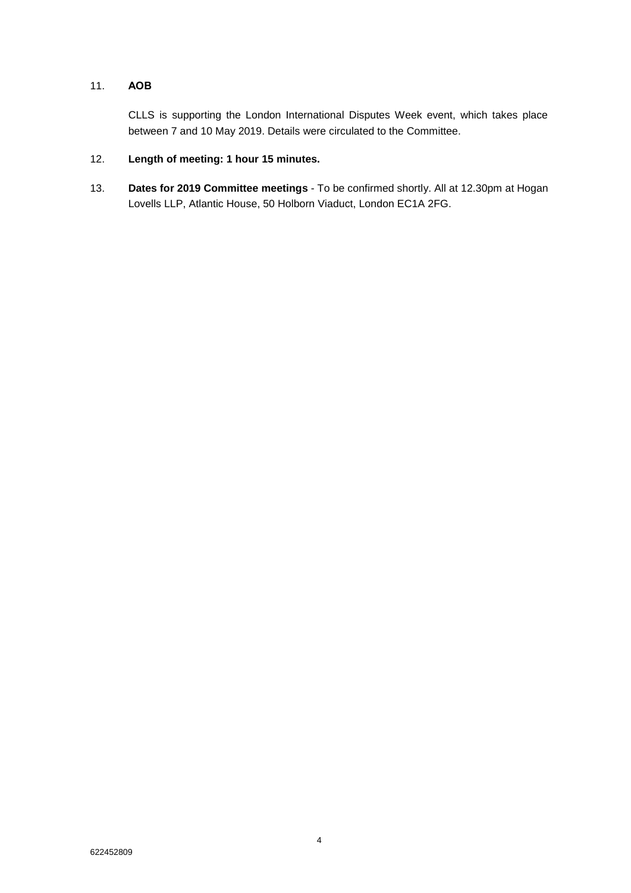11. **AOB**

    CLLS is supporting the London International Disputes Week event, which takes place between 7 and 10 May 2019. Details were circulated to the Committee.

12. **Length of meeting: 1 hour 15 minutes.**

13. **Dates for 2019 Committee meetings** - To be confirmed shortly. All at 12.30pm at Hogan Lovells LLP, Atlantic House, 50 Holborn Viaduct, London EC1A 2FG.

622452809